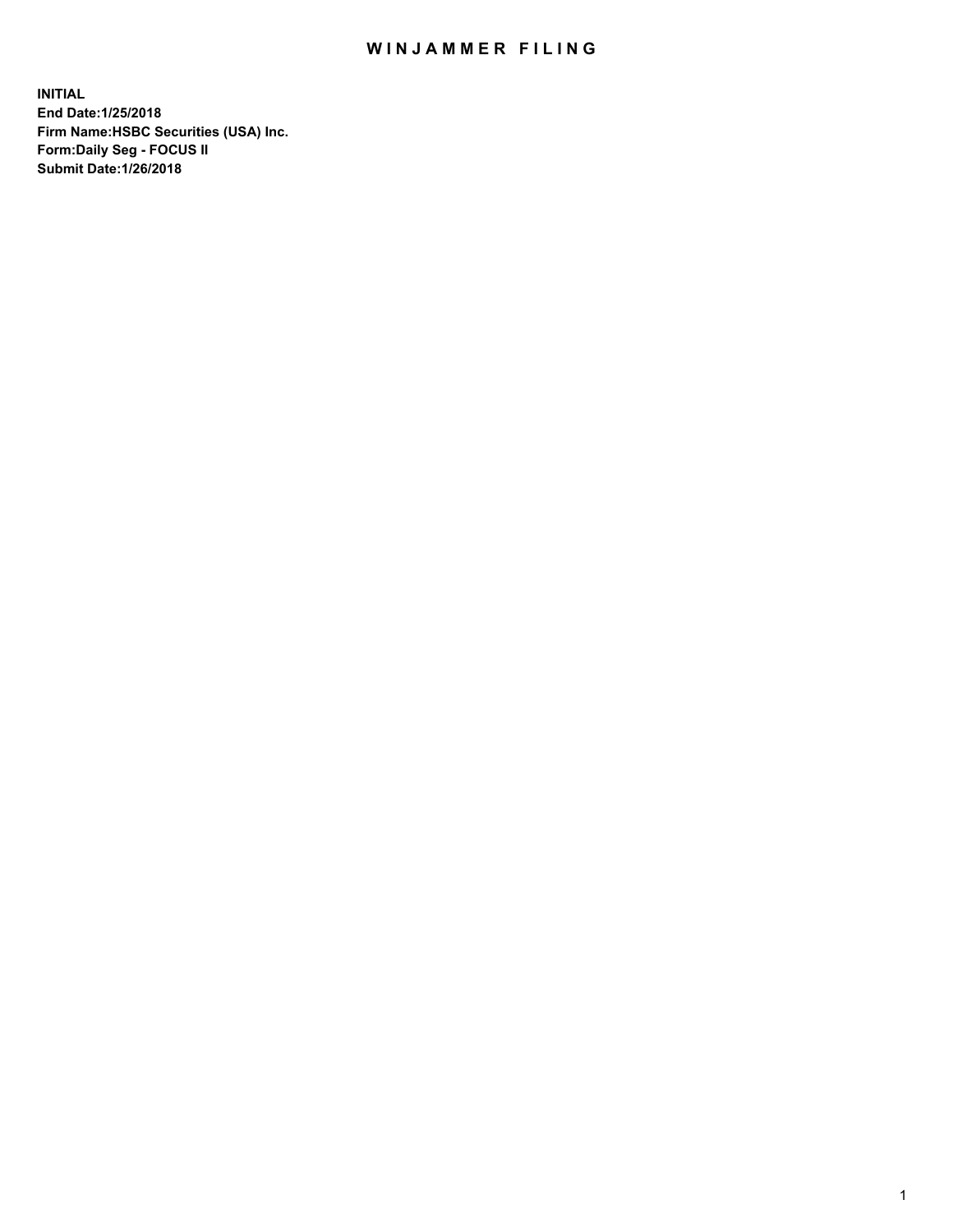# WINJAMMER FILING

**INITIAL**
**End Date:1/25/2018**
**Firm Name:HSBC Securities (USA) Inc.**
**Form:Daily Seg - FOCUS II**
**Submit Date:1/26/2018**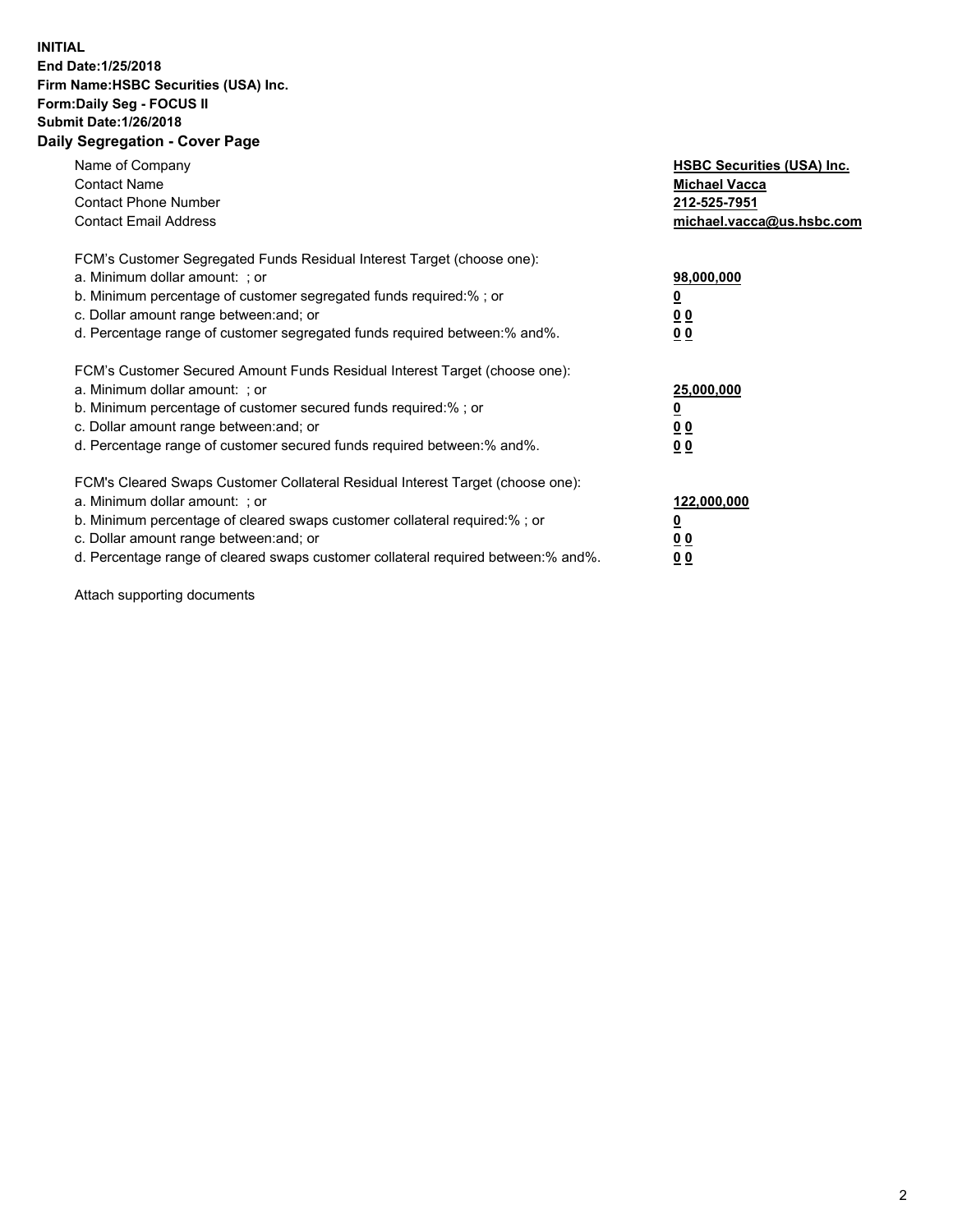**INITIAL**
**End Date:1/25/2018**
**Firm Name:HSBC Securities (USA) Inc.**
**Form:Daily Seg - FOCUS II**
**Submit Date:1/26/2018**
**Daily Segregation - Cover Page**

| | |
|---|---|
| Name of Company | **HSBC Securities (USA) Inc.** |
| Contact Name | **Michael Vacca** |
| Contact Phone Number | **212-525-7951** |
| Contact Email Address | **michael.vacca@us.hsbc.com** |
| FCM's Customer Segregated Funds Residual Interest Target (choose one): | |
| a. Minimum dollar amount: ; or | **98,000,000** |
| b. Minimum percentage of customer segregated funds required:% ; or | **0** |
| c. Dollar amount range between:and; or | **0 0** |
| d. Percentage range of customer segregated funds required between:% and%. | **0 0** |
| FCM's Customer Secured Amount Funds Residual Interest Target (choose one): | |
| a. Minimum dollar amount: ; or | **25,000,000** |
| b. Minimum percentage of customer secured funds required:% ; or | **0** |
| c. Dollar amount range between:and; or | **0 0** |
| d. Percentage range of customer secured funds required between:% and%. | **0 0** |
| FCM's Cleared Swaps Customer Collateral Residual Interest Target (choose one): | |
| a. Minimum dollar amount: ; or | **122,000,000** |
| b. Minimum percentage of cleared swaps customer collateral required:% ; or | **0** |
| c. Dollar amount range between:and; or | **0 0** |
| d. Percentage range of cleared swaps customer collateral required between:% and%. | **0 0** |

Attach supporting documents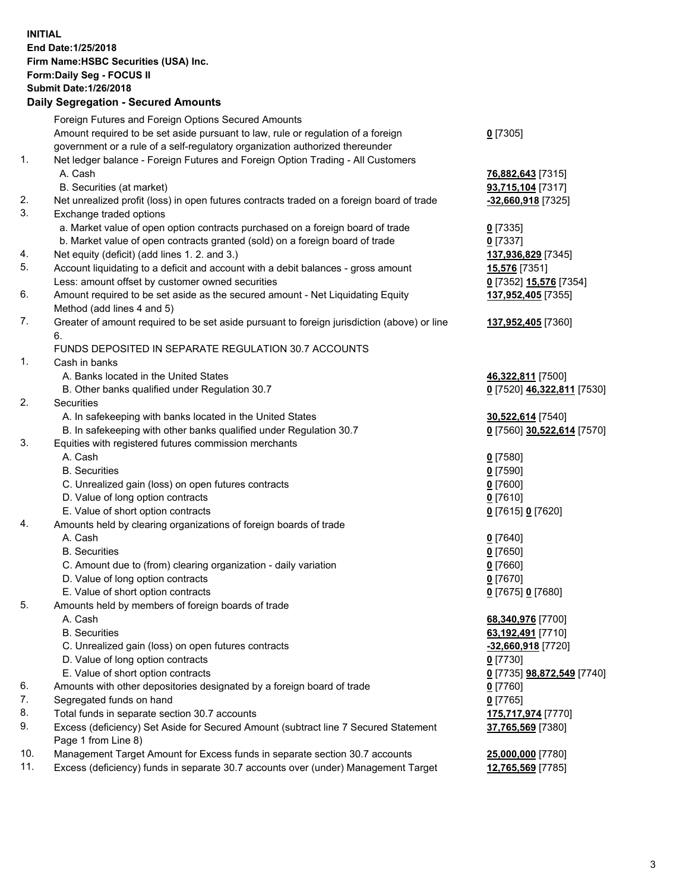**INITIAL**
**End Date:1/25/2018**
**Firm Name:HSBC Securities (USA) Inc.**
**Form:Daily Seg - FOCUS II**
**Submit Date:1/26/2018**

## Daily Segregation - Secured Amounts

| | | |
|---|---|---|
| | Foreign Futures and Foreign Options Secured Amounts | |
| | Amount required to be set aside pursuant to law, rule or regulation of a foreign government or a rule of a self-regulatory organization authorized thereunder | **0** [7305] |
| 1. | Net ledger balance - Foreign Futures and Foreign Option Trading - All Customers | |
| | A. Cash | **76,882,643** [7315] |
| | B. Securities (at market) | **93,715,104** [7317] |
| 2. | Net unrealized profit (loss) in open futures contracts traded on a foreign board of trade | **-32,660,918** [7325] |
| 3. | Exchange traded options | |
| | a. Market value of open option contracts purchased on a foreign board of trade | **0** [7335] |
| | b. Market value of open contracts granted (sold) on a foreign board of trade | **0** [7337] |
| 4. | Net equity (deficit) (add lines 1. 2. and 3.) | **137,936,829** [7345] |
| 5. | Account liquidating to a deficit and account with a debit balances - gross amount | **15,576** [7351] |
| | Less: amount offset by customer owned securities | **0** [7352] **15,576** [7354] |
| 6. | Amount required to be set aside as the secured amount - Net Liquidating Equity Method (add lines 4 and 5) | **137,952,405** [7355] |
| 7. | Greater of amount required to be set aside pursuant to foreign jurisdiction (above) or line 6. | **137,952,405** [7360] |
| | FUNDS DEPOSITED IN SEPARATE REGULATION 30.7 ACCOUNTS | |
| 1. | Cash in banks | |
| | A. Banks located in the United States | **46,322,811** [7500] |
| | B. Other banks qualified under Regulation 30.7 | **0** [7520] **46,322,811** [7530] |
| 2. | Securities | |
| | A. In safekeeping with banks located in the United States | **30,522,614** [7540] |
| | B. In safekeeping with other banks qualified under Regulation 30.7 | **0** [7560] **30,522,614** [7570] |
| 3. | Equities with registered futures commission merchants | |
| | A. Cash | **0** [7580] |
| | B. Securities | **0** [7590] |
| | C. Unrealized gain (loss) on open futures contracts | **0** [7600] |
| | D. Value of long option contracts | **0** [7610] |
| | E. Value of short option contracts | **0** [7615] **0** [7620] |
| 4. | Amounts held by clearing organizations of foreign boards of trade | |
| | A. Cash | **0** [7640] |
| | B. Securities | **0** [7650] |
| | C. Amount due to (from) clearing organization - daily variation | **0** [7660] |
| | D. Value of long option contracts | **0** [7670] |
| | E. Value of short option contracts | **0** [7675] **0** [7680] |
| 5. | Amounts held by members of foreign boards of trade | |
| | A. Cash | **68,340,976** [7700] |
| | B. Securities | **63,192,491** [7710] |
| | C. Unrealized gain (loss) on open futures contracts | **-32,660,918** [7720] |
| | D. Value of long option contracts | **0** [7730] |
| | E. Value of short option contracts | **0** [7735] **98,872,549** [7740] |
| 6. | Amounts with other depositories designated by a foreign board of trade | **0** [7760] |
| 7. | Segregated funds on hand | **0** [7765] |
| 8. | Total funds in separate section 30.7 accounts | **175,717,974** [7770] |
| 9. | Excess (deficiency) Set Aside for Secured Amount (subtract line 7 Secured Statement Page 1 from Line 8) | **37,765,569** [7380] |
| 10. | Management Target Amount for Excess funds in separate section 30.7 accounts | **25,000,000** [7780] |
| 11. | Excess (deficiency) funds in separate 30.7 accounts over (under) Management Target | **12,765,569** [7785] |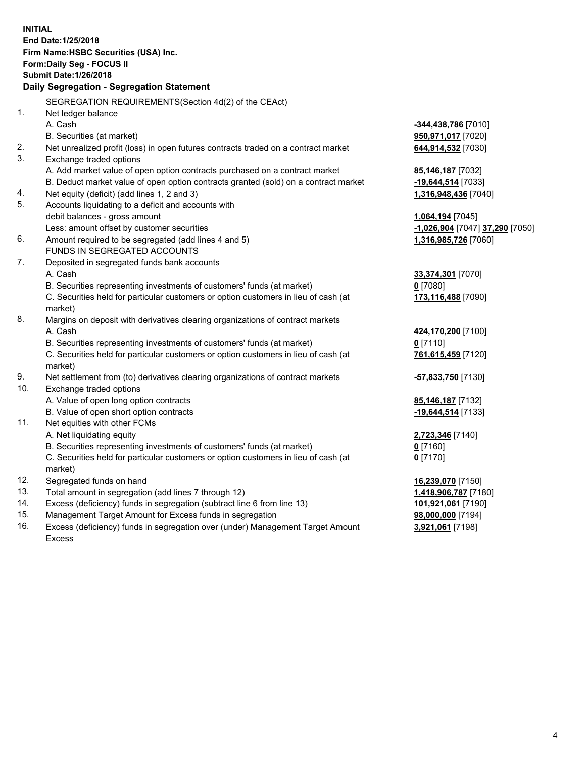**INITIAL**
**End Date:1/25/2018**
**Firm Name:HSBC Securities (USA) Inc.**
**Form:Daily Seg - FOCUS II**
**Submit Date:1/26/2018**

### Daily Segregation - Segregation Statement

| | | |
|---|---|---|
| | SEGREGATION REQUIREMENTS(Section 4d(2) of the CEAct) | |
| 1. | Net ledger balance | |
| | A. Cash | **-344,438,786** [7010] |
| | B. Securities (at market) | **950,971,017** [7020] |
| 2. | Net unrealized profit (loss) in open futures contracts traded on a contract market | **644,914,532** [7030] |
| 3. | Exchange traded options | |
| | A. Add market value of open option contracts purchased on a contract market | **85,146,187** [7032] |
| | B. Deduct market value of open option contracts granted (sold) on a contract market | **-19,644,514** [7033] |
| 4. | Net equity (deficit) (add lines 1, 2 and 3) | **1,316,948,436** [7040] |
| 5. | Accounts liquidating to a deficit and accounts with debit balances - gross amount | **1,064,194** [7045] |
| | Less: amount offset by customer securities | **-1,026,904** [7047] **37,290** [7050] |
| 6. | Amount required to be segregated (add lines 4 and 5) | **1,316,985,726** [7060] |
| | FUNDS IN SEGREGATED ACCOUNTS | |
| 7. | Deposited in segregated funds bank accounts | |
| | A. Cash | **33,374,301** [7070] |
| | B. Securities representing investments of customers' funds (at market) | **0** [7080] |
| | C. Securities held for particular customers or option customers in lieu of cash (at market) | **173,116,488** [7090] |
| 8. | Margins on deposit with derivatives clearing organizations of contract markets | |
| | A. Cash | **424,170,200** [7100] |
| | B. Securities representing investments of customers' funds (at market) | **0** [7110] |
| | C. Securities held for particular customers or option customers in lieu of cash (at market) | **761,615,459** [7120] |
| 9. | Net settlement from (to) derivatives clearing organizations of contract markets | **-57,833,750** [7130] |
| 10. | Exchange traded options | |
| | A. Value of open long option contracts | **85,146,187** [7132] |
| | B. Value of open short option contracts | **-19,644,514** [7133] |
| 11. | Net equities with other FCMs | |
| | A. Net liquidating equity | **2,723,346** [7140] |
| | B. Securities representing investments of customers' funds (at market) | **0** [7160] |
| | C. Securities held for particular customers or option customers in lieu of cash (at market) | **0** [7170] |
| 12. | Segregated funds on hand | **16,239,070** [7150] |
| 13. | Total amount in segregation (add lines 7 through 12) | **1,418,906,787** [7180] |
| 14. | Excess (deficiency) funds in segregation (subtract line 6 from line 13) | **101,921,061** [7190] |
| 15. | Management Target Amount for Excess funds in segregation | **98,000,000** [7194] |
| 16. | Excess (deficiency) funds in segregation over (under) Management Target Amount Excess | **3,921,061** [7198] |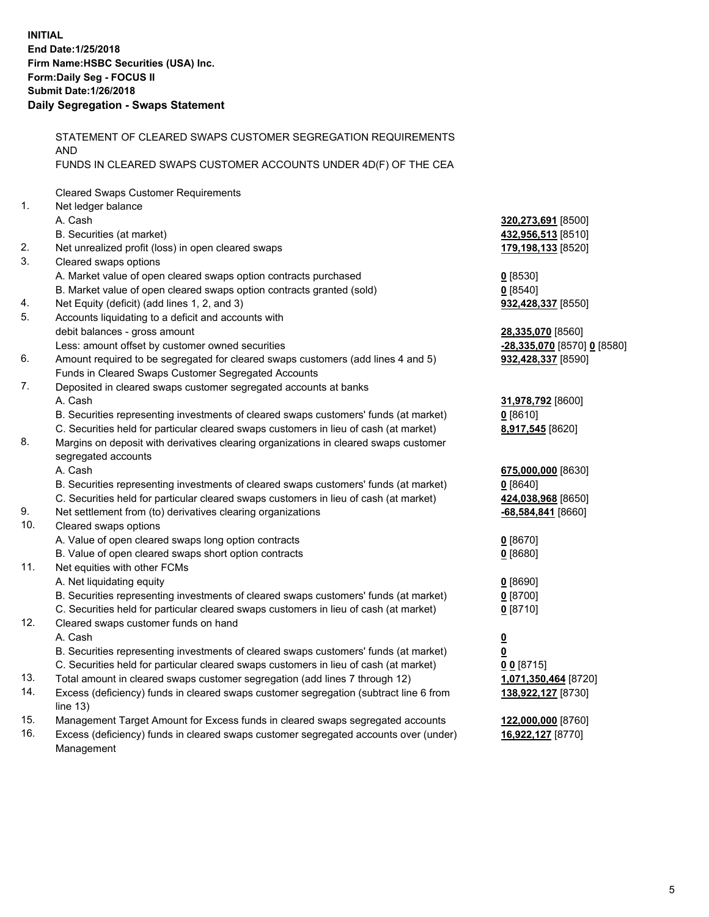**INITIAL**
**End Date:1/25/2018**
**Firm Name:HSBC Securities (USA) Inc.**
**Form:Daily Seg - FOCUS II**
**Submit Date:1/26/2018**
**Daily Segregation - Swaps Statement**

STATEMENT OF CLEARED SWAPS CUSTOMER SEGREGATION REQUIREMENTS
AND
FUNDS IN CLEARED SWAPS CUSTOMER ACCOUNTS UNDER 4D(F) OF THE CEA

| | | |
|---|---|---|
| | Cleared Swaps Customer Requirements | |
| 1. | Net ledger balance | |
| | A. Cash | **320,273,691** [8500] |
| | B. Securities (at market) | **432,956,513** [8510] |
| 2. | Net unrealized profit (loss) in open cleared swaps | **179,198,133** [8520] |
| 3. | Cleared swaps options | |
| | A. Market value of open cleared swaps option contracts purchased | **0** [8530] |
| | B. Market value of open cleared swaps option contracts granted (sold) | **0** [8540] |
| 4. | Net Equity (deficit) (add lines 1, 2, and 3) | **932,428,337** [8550] |
| 5. | Accounts liquidating to a deficit and accounts with | |
| | debit balances - gross amount | **28,335,070** [8560] |
| | Less: amount offset by customer owned securities | **-28,335,070** [8570] **0** [8580] |
| 6. | Amount required to be segregated for cleared swaps customers (add lines 4 and 5) | **932,428,337** [8590] |
| | Funds in Cleared Swaps Customer Segregated Accounts | |
| 7. | Deposited in cleared swaps customer segregated accounts at banks | |
| | A. Cash | **31,978,792** [8600] |
| | B. Securities representing investments of cleared swaps customers' funds (at market) | **0** [8610] |
| | C. Securities held for particular cleared swaps customers in lieu of cash (at market) | **8,917,545** [8620] |
| 8. | Margins on deposit with derivatives clearing organizations in cleared swaps customer segregated accounts | |
| | A. Cash | **675,000,000** [8630] |
| | B. Securities representing investments of cleared swaps customers' funds (at market) | **0** [8640] |
| | C. Securities held for particular cleared swaps customers in lieu of cash (at market) | **424,038,968** [8650] |
| 9. | Net settlement from (to) derivatives clearing organizations | **-68,584,841** [8660] |
| 10. | Cleared swaps options | |
| | A. Value of open cleared swaps long option contracts | **0** [8670] |
| | B. Value of open cleared swaps short option contracts | **0** [8680] |
| 11. | Net equities with other FCMs | |
| | A. Net liquidating equity | **0** [8690] |
| | B. Securities representing investments of cleared swaps customers' funds (at market) | **0** [8700] |
| | C. Securities held for particular cleared swaps customers in lieu of cash (at market) | **0** [8710] |
| 12. | Cleared swaps customer funds on hand | |
| | A. Cash | **0** |
| | B. Securities representing investments of cleared swaps customers' funds (at market) | **0** |
| | C. Securities held for particular cleared swaps customers in lieu of cash (at market) | **0** **0** [8715] |
| 13. | Total amount in cleared swaps customer segregation (add lines 7 through 12) | **1,071,350,464** [8720] |
| 14. | Excess (deficiency) funds in cleared swaps customer segregation (subtract line 6 from line 13) | **138,922,127** [8730] |
| 15. | Management Target Amount for Excess funds in cleared swaps segregated accounts | **122,000,000** [8760] |
| 16. | Excess (deficiency) funds in cleared swaps customer segregated accounts over (under) Management | **16,922,127** [8770] |